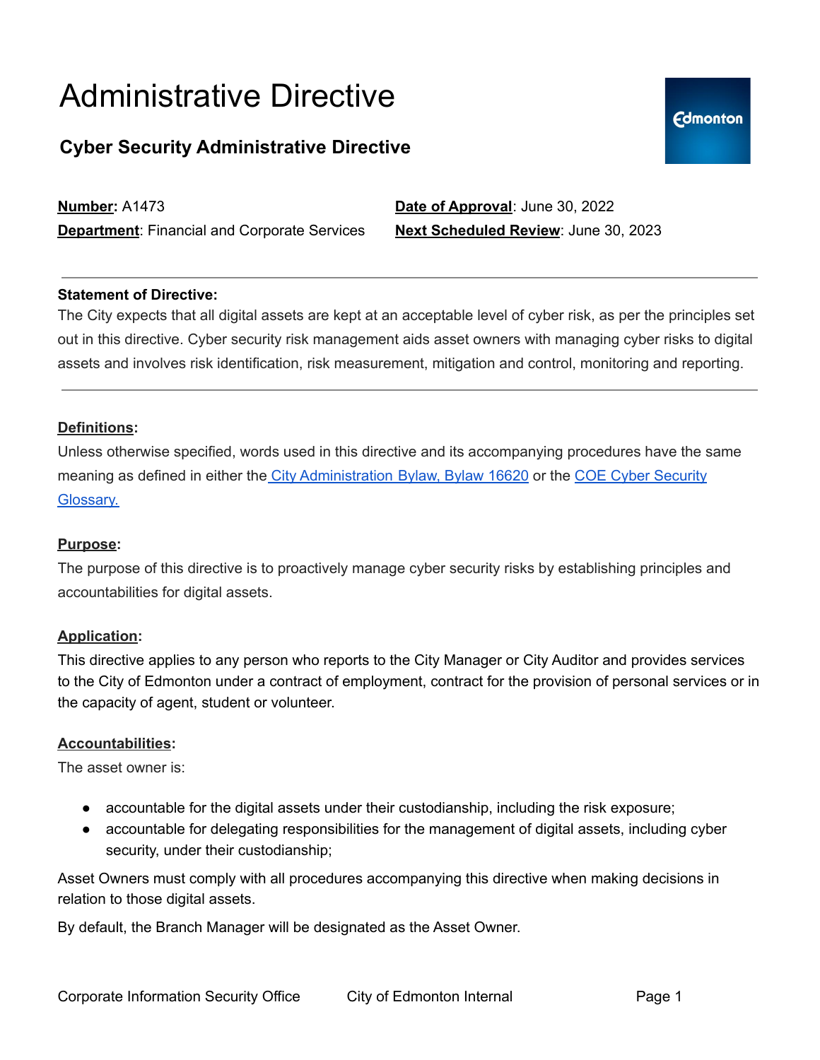# Administrative Directive

## Cyber Security Administrative Directive

**Number:** A1473
**Department**: Financial and Corporate Services
**Date of Approval**: June 30, 2022
**Next Scheduled Review**: June 30, 2023

---

**Statement of Directive:**

The City expects that all digital assets are kept at an acceptable level of cyber risk, as per the principles set out in this directive. Cyber security risk management aids asset owners with managing cyber risks to digital assets and involves risk identification, risk measurement, mitigation and control, monitoring and reporting.

---

**Definitions:**

Unless otherwise specified, words used in this directive and its accompanying procedures have the same meaning as defined in either the City Administration Bylaw, Bylaw 16620 or the COE Cyber Security Glossary.

**Purpose:**

The purpose of this directive is to proactively manage cyber security risks by establishing principles and accountabilities for digital assets.

**Application:**

This directive applies to any person who reports to the City Manager or City Auditor and provides services to the City of Edmonton under a contract of employment, contract for the provision of personal services or in the capacity of agent, student or volunteer.

**Accountabilities:**

The asset owner is:

- accountable for the digital assets under their custodianship, including the risk exposure;
- accountable for delegating responsibilities for the management of digital assets, including cyber security, under their custodianship;

Asset Owners must comply with all procedures accompanying this directive when making decisions in relation to those digital assets.

By default, the Branch Manager will be designated as the Asset Owner.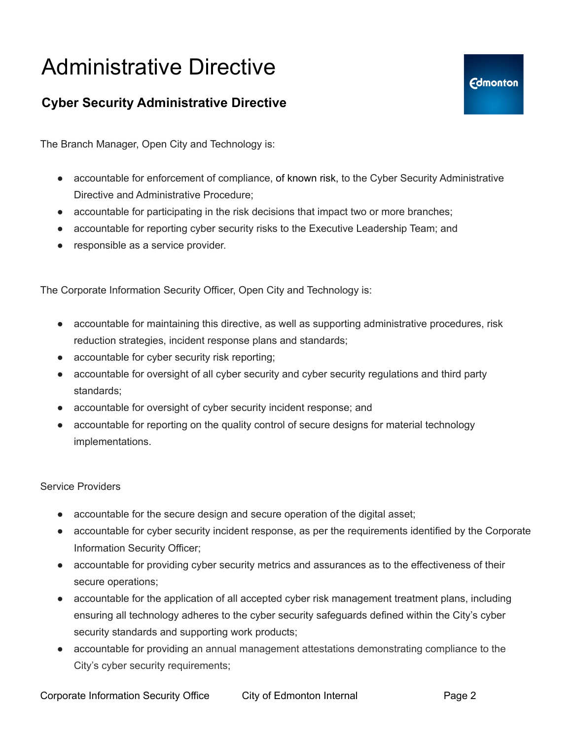The Branch Manager, Open City and Technology is:

- accountable for enforcement of compliance, of known risk, to the Cyber Security Administrative Directive and Administrative Procedure;
- accountable for participating in the risk decisions that impact two or more branches;
- accountable for reporting cyber security risks to the Executive Leadership Team; and
- responsible as a service provider.

The Corporate Information Security Officer, Open City and Technology is:

- accountable for maintaining this directive, as well as supporting administrative procedures, risk reduction strategies, incident response plans and standards;
- accountable for cyber security risk reporting;
- accountable for oversight of all cyber security and cyber security regulations and third party standards;
- accountable for oversight of cyber security incident response; and
- accountable for reporting on the quality control of secure designs for material technology implementations.

Service Providers

- accountable for the secure design and secure operation of the digital asset;
- accountable for cyber security incident response, as per the requirements identified by the Corporate Information Security Officer;
- accountable for providing cyber security metrics and assurances as to the effectiveness of their secure operations;
- accountable for the application of all accepted cyber risk management treatment plans, including ensuring all technology adheres to the cyber security safeguards defined within the City's cyber security standards and supporting work products;
- accountable for providing an annual management attestations demonstrating compliance to the City's cyber security requirements;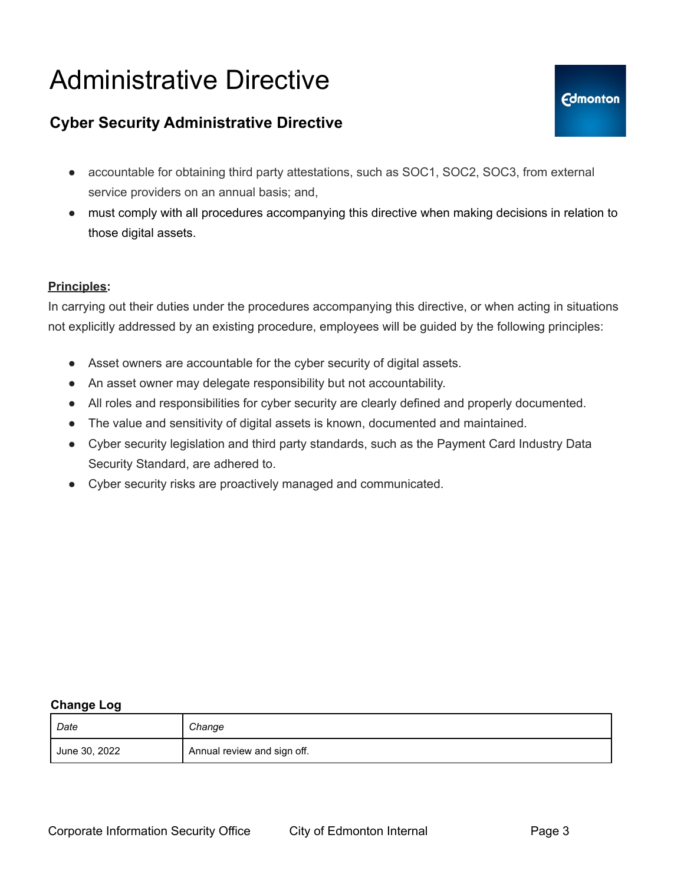- accountable for obtaining third party attestations, such as SOC1, SOC2, SOC3, from external service providers on an annual basis; and,
- must comply with all procedures accompanying this directive when making decisions in relation to those digital assets.

**Principles:**

In carrying out their duties under the procedures accompanying this directive, or when acting in situations not explicitly addressed by an existing procedure, employees will be guided by the following principles:

- Asset owners are accountable for the cyber security of digital assets.
- An asset owner may delegate responsibility but not accountability.
- All roles and responsibilities for cyber security are clearly defined and properly documented.
- The value and sensitivity of digital assets is known, documented and maintained.
- Cyber security legislation and third party standards, such as the Payment Card Industry Data Security Standard, are adhered to.
- Cyber security risks are proactively managed and communicated.

**Change Log**

| *Date* | *Change* |
|---|---|
| June 30, 2022 | Annual review and sign off. |